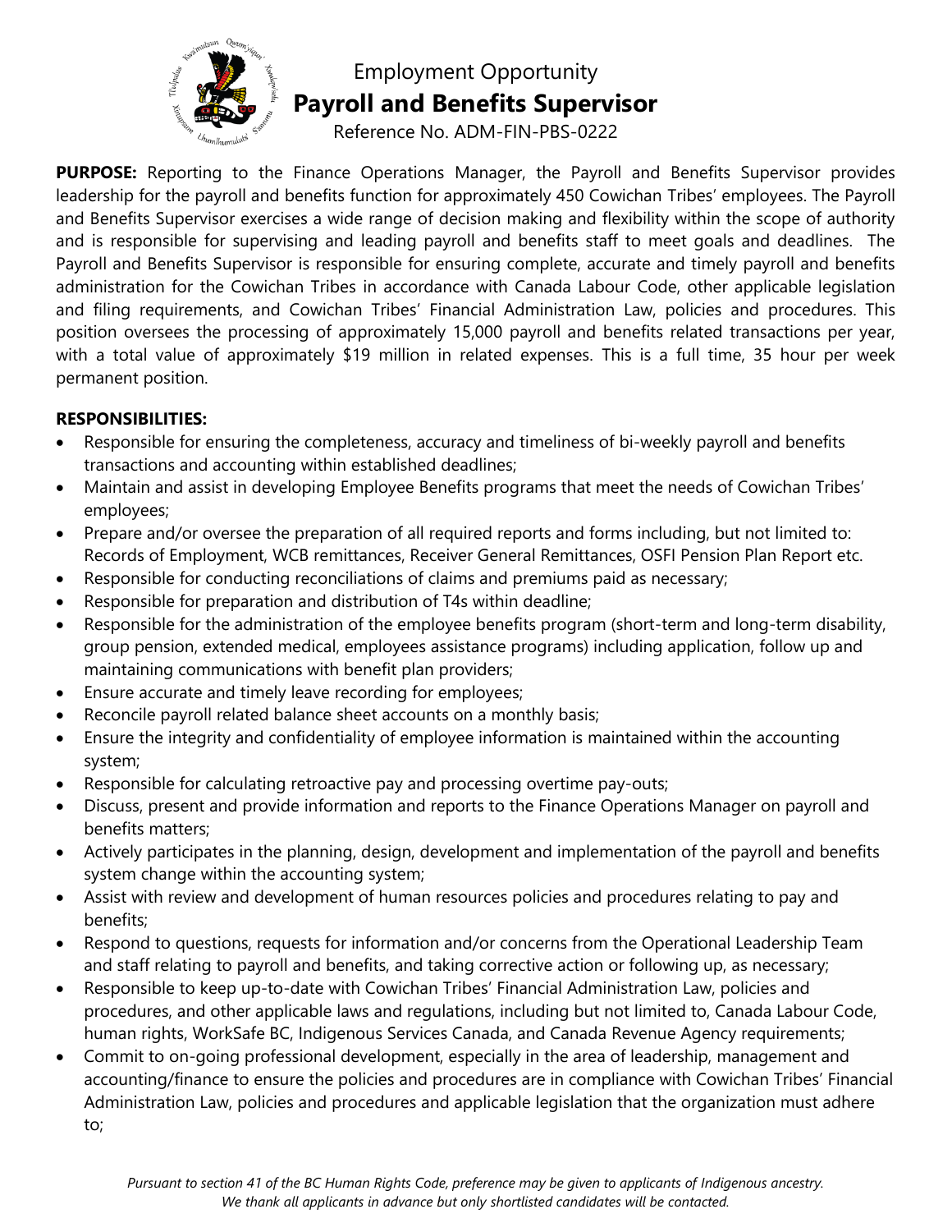# Employment Opportunity

## Payroll and Benefits Supervisor

Reference No. ADM-FIN-PBS-0222

**PURPOSE:** Reporting to the Finance Operations Manager, the Payroll and Benefits Supervisor provides leadership for the payroll and benefits function for approximately 450 Cowichan Tribes' employees. The Payroll and Benefits Supervisor exercises a wide range of decision making and flexibility within the scope of authority and is responsible for supervising and leading payroll and benefits staff to meet goals and deadlines. The Payroll and Benefits Supervisor is responsible for ensuring complete, accurate and timely payroll and benefits administration for the Cowichan Tribes in accordance with Canada Labour Code, other applicable legislation and filing requirements, and Cowichan Tribes' Financial Administration Law, policies and procedures. This position oversees the processing of approximately 15,000 payroll and benefits related transactions per year, with a total value of approximately $19 million in related expenses. This is a full time, 35 hour per week permanent position.

**RESPONSIBILITIES:**

- Responsible for ensuring the completeness, accuracy and timeliness of bi-weekly payroll and benefits transactions and accounting within established deadlines;
- Maintain and assist in developing Employee Benefits programs that meet the needs of Cowichan Tribes' employees;
- Prepare and/or oversee the preparation of all required reports and forms including, but not limited to: Records of Employment, WCB remittances, Receiver General Remittances, OSFI Pension Plan Report etc.
- Responsible for conducting reconciliations of claims and premiums paid as necessary;
- Responsible for preparation and distribution of T4s within deadline;
- Responsible for the administration of the employee benefits program (short-term and long-term disability, group pension, extended medical, employees assistance programs) including application, follow up and maintaining communications with benefit plan providers;
- Ensure accurate and timely leave recording for employees;
- Reconcile payroll related balance sheet accounts on a monthly basis;
- Ensure the integrity and confidentiality of employee information is maintained within the accounting system;
- Responsible for calculating retroactive pay and processing overtime pay-outs;
- Discuss, present and provide information and reports to the Finance Operations Manager on payroll and benefits matters;
- Actively participates in the planning, design, development and implementation of the payroll and benefits system change within the accounting system;
- Assist with review and development of human resources policies and procedures relating to pay and benefits;
- Respond to questions, requests for information and/or concerns from the Operational Leadership Team and staff relating to payroll and benefits, and taking corrective action or following up, as necessary;
- Responsible to keep up-to-date with Cowichan Tribes' Financial Administration Law, policies and procedures, and other applicable laws and regulations, including but not limited to, Canada Labour Code, human rights, WorkSafe BC, Indigenous Services Canada, and Canada Revenue Agency requirements;
- Commit to on-going professional development, especially in the area of leadership, management and accounting/finance to ensure the policies and procedures are in compliance with Cowichan Tribes' Financial Administration Law, policies and procedures and applicable legislation that the organization must adhere to;

*Pursuant to section 41 of the BC Human Rights Code, preference may be given to applicants of Indigenous ancestry.*
*We thank all applicants in advance but only shortlisted candidates will be contacted.*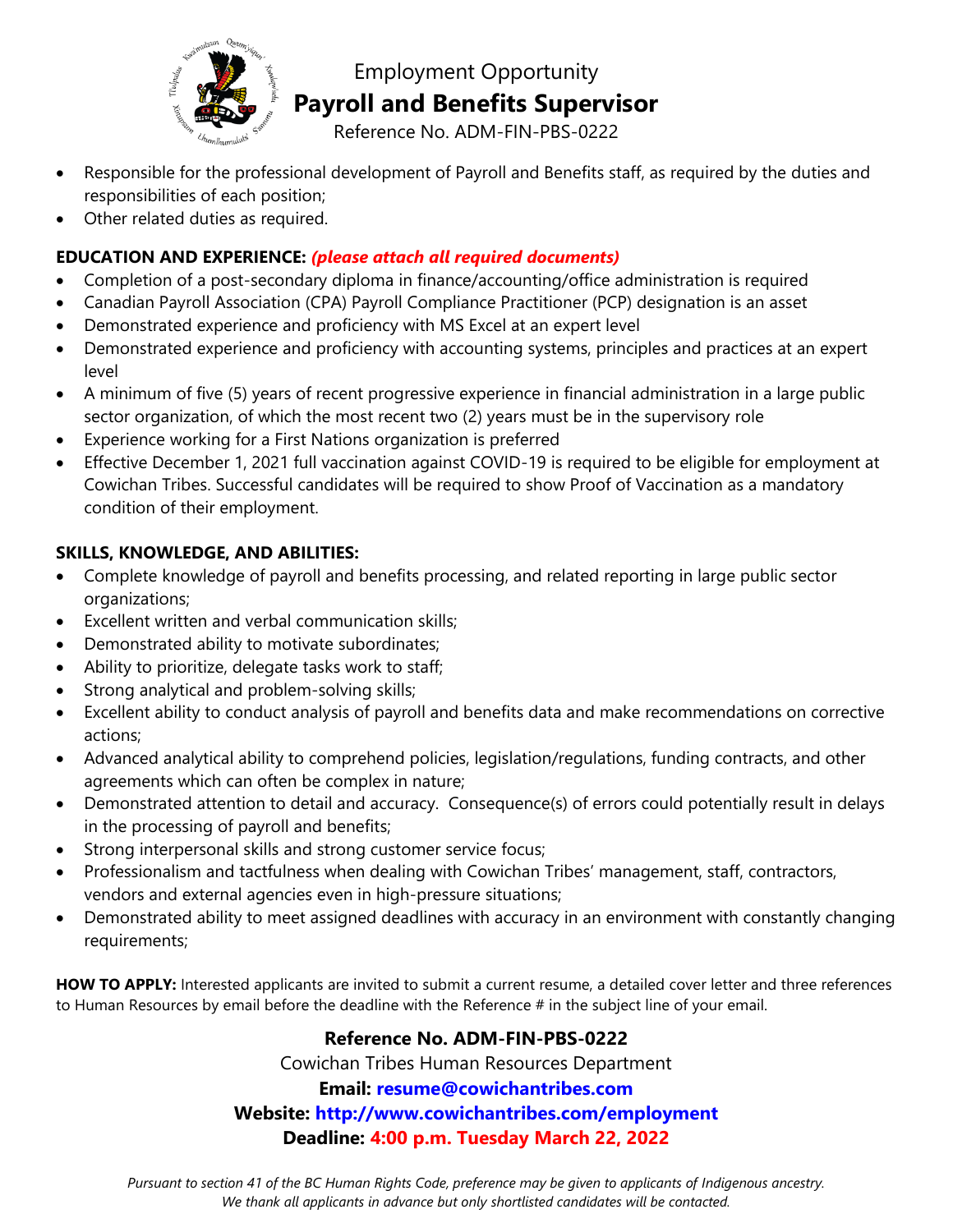Employment Opportunity

# Payroll and Benefits Supervisor

Reference No. ADM-FIN-PBS-0222

- Responsible for the professional development of Payroll and Benefits staff, as required by the duties and responsibilities of each position;
- Other related duties as required.

**EDUCATION AND EXPERIENCE:** ***(please attach all required documents)***

- Completion of a post-secondary diploma in finance/accounting/office administration is required
- Canadian Payroll Association (CPA) Payroll Compliance Practitioner (PCP) designation is an asset
- Demonstrated experience and proficiency with MS Excel at an expert level
- Demonstrated experience and proficiency with accounting systems, principles and practices at an expert level
- A minimum of five (5) years of recent progressive experience in financial administration in a large public sector organization, of which the most recent two (2) years must be in the supervisory role
- Experience working for a First Nations organization is preferred
- Effective December 1, 2021 full vaccination against COVID-19 is required to be eligible for employment at Cowichan Tribes. Successful candidates will be required to show Proof of Vaccination as a mandatory condition of their employment.

**SKILLS, KNOWLEDGE, AND ABILITIES:**

- Complete knowledge of payroll and benefits processing, and related reporting in large public sector organizations;
- Excellent written and verbal communication skills;
- Demonstrated ability to motivate subordinates;
- Ability to prioritize, delegate tasks work to staff;
- Strong analytical and problem-solving skills;
- Excellent ability to conduct analysis of payroll and benefits data and make recommendations on corrective actions;
- Advanced analytical ability to comprehend policies, legislation/regulations, funding contracts, and other agreements which can often be complex in nature;
- Demonstrated attention to detail and accuracy. Consequence(s) of errors could potentially result in delays in the processing of payroll and benefits;
- Strong interpersonal skills and strong customer service focus;
- Professionalism and tactfulness when dealing with Cowichan Tribes' management, staff, contractors, vendors and external agencies even in high-pressure situations;
- Demonstrated ability to meet assigned deadlines with accuracy in an environment with constantly changing requirements;

**HOW TO APPLY:** Interested applicants are invited to submit a current resume, a detailed cover letter and three references to Human Resources by email before the deadline with the Reference # in the subject line of your email.

**Reference No. ADM-FIN-PBS-0222**

Cowichan Tribes Human Resources Department

**Email: resume@cowichantribes.com**

**Website: http://www.cowichantribes.com/employment**

**Deadline: 4:00 p.m. Tuesday March 22, 2022**

*Pursuant to section 41 of the BC Human Rights Code, preference may be given to applicants of Indigenous ancestry.*
*We thank all applicants in advance but only shortlisted candidates will be contacted.*